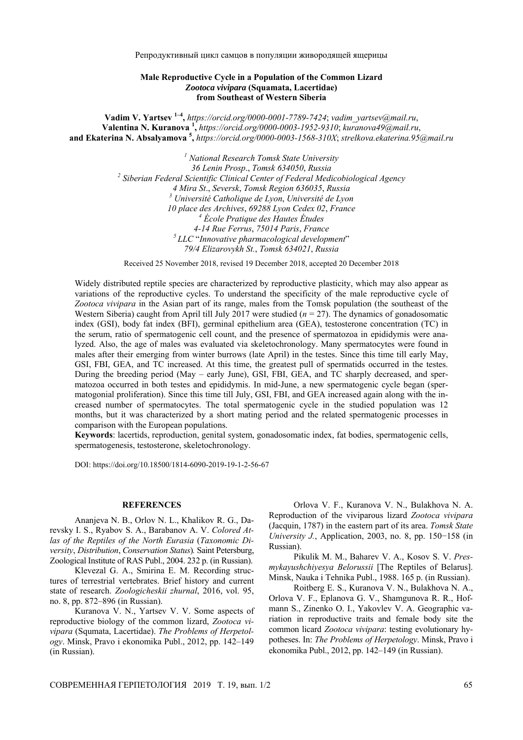Репродуктивный цикл самцов в популяции живородящей ящерицы

**Male Reproductive Cycle in a Population of the Common Lizard *Zootoca vivipara* (Squamata, Lacertidae) from Southeast of Western Siberia**

**Vadim V. Yartsev** [1–4], *https://orcid.org/0000-0001-7789-7424*; *vadim_yartsev@mail.ru*,
**Valentina N. Kuranova** [1], *https://orcid.org/0000-0003-1952-9310*; *kuranova49@mail.ru*,
**and Ekaterina N. Absalyamova** [5], *https://orcid.org/0000-0003-1568-310X*; *strelkova.ekaterina.95@mail.ru*

[1] *National Research Tomsk State University*
*36 Lenin Prosp*., *Tomsk 634050*, *Russia*
[2] *Siberian Federal Scientific Clinical Center of Federal Medicobiological Agency*
*4 Mira St*., *Seversk*, *Tomsk Region 636035*, *Russia*
[3] *Université Catholique de Lyon*, *Université de Lyon*
*10 place des Archives*, *69288 Lyon Cedex 02*, *France*
[4] *École Pratique des Hautes Études*
*4-14 Rue Ferrus*, *75014 Paris*, *France*
[5] *LLC* "*Innovative pharmacological development*"
*79/4 Elizarovykh St*., *Tomsk 634021*, *Russia*

Received 25 November 2018, revised 19 December 2018, accepted 20 December 2018

Widely distributed reptile species are characterized by reproductive plasticity, which may also appear as variations of the reproductive cycles. To understand the specificity of the male reproductive cycle of *Zootoca vivipara* in the Asian part of its range, males from the Tomsk population (the southeast of the Western Siberia) caught from April till July 2017 were studied ($n = 27$). The dynamics of gonadosomatic index (GSI), body fat index (BFI), germinal epithelium area (GEA), testosterone concentration (TC) in the serum, ratio of spermatogenic cell count, and the presence of spermatozoa in epididymis were analyzed. Also, the age of males was evaluated via skeletochronology. Many spermatocytes were found in males after their emerging from winter burrows (late April) in the testes. Since this time till early May, GSI, FBI, GEA, and TC increased. At this time, the greatest pull of spermatids occurred in the testes. During the breeding period (May – early June), GSI, FBI, GEA, and TC sharply decreased, and spermatozoa occurred in both testes and epididymis. In mid-June, a new spermatogenic cycle began (spermatogonial proliferation). Since this time till July, GSI, FBI, and GEA increased again along with the increased number of spermatocytes. The total spermatogenic cycle in the studied population was 12 months, but it was characterized by a short mating period and the related spermatogenic processes in comparison with the European populations.

**Keywords**: lacertids, reproduction, genital system, gonadosomatic index, fat bodies, spermatogenic cells, spermatogenesis, testosterone, skeletochronology.

DOI: https://doi.org/10.18500/1814-6090-2019-19-1-2-56-67

## REFERENCES

Ananjeva N. B., Orlov N. L., Khalikov R. G., Darevsky I. S., Ryabov S. A., Barabanov A. V. *Colored Atlas of the Reptiles of the North Eurasia* (*Taxonomic Diversity*, *Distribution*, *Conservation Status*). Saint Petersburg, Zoological Institute of RAS Publ., 2004. 232 p. (in Russian).

Klevezal G. A., Smirina E. M. Recording structures of terrestrial vertebrates. Brief history and current state of research. *Zoologicheskii zhurnal*, 2016, vol. 95, no. 8, pp. 872–896 (in Russian).

Kuranova V. N., Yartsev V. V. Some aspects of reproductive biology of the common lizard, *Zootoca vivipara* (Squmata, Lacertidae). *The Problems of Herpetology*. Minsk, Pravo i ekonomika Publ., 2012, pp. 142–149 (in Russian).

Orlova V. F., Kuranova V. N., Bulakhova N. A. Reproduction of the viviparous lizard *Zootoca vivipara* (Jacquin, 1787) in the eastern part of its area. *Tomsk State University J.*, Application, 2003, no. 8, pp. 150−158 (in Russian).

Pikulik M. M., Baharev V. A., Kosov S. V. *Presmykayushchiyesya Belorussii* [The Reptiles of Belarus]. Minsk, Nauka i Tehnika Publ., 1988. 165 p. (in Russian).

Roitberg E. S., Kuranova V. N., Bulakhova N. A., Orlova V. F., Eplanova G. V., Shamgunova R. R., Hofmann S., Zinenko O. I., Yakovlev V. A. Geographic variation in reproductive traits and female body site the common licard *Zootoca vivipara*: testing evolutionary hypotheses. In: *The Problems of Herpetology*. Minsk, Pravo i ekonomika Publ., 2012, pp. 142–149 (in Russian).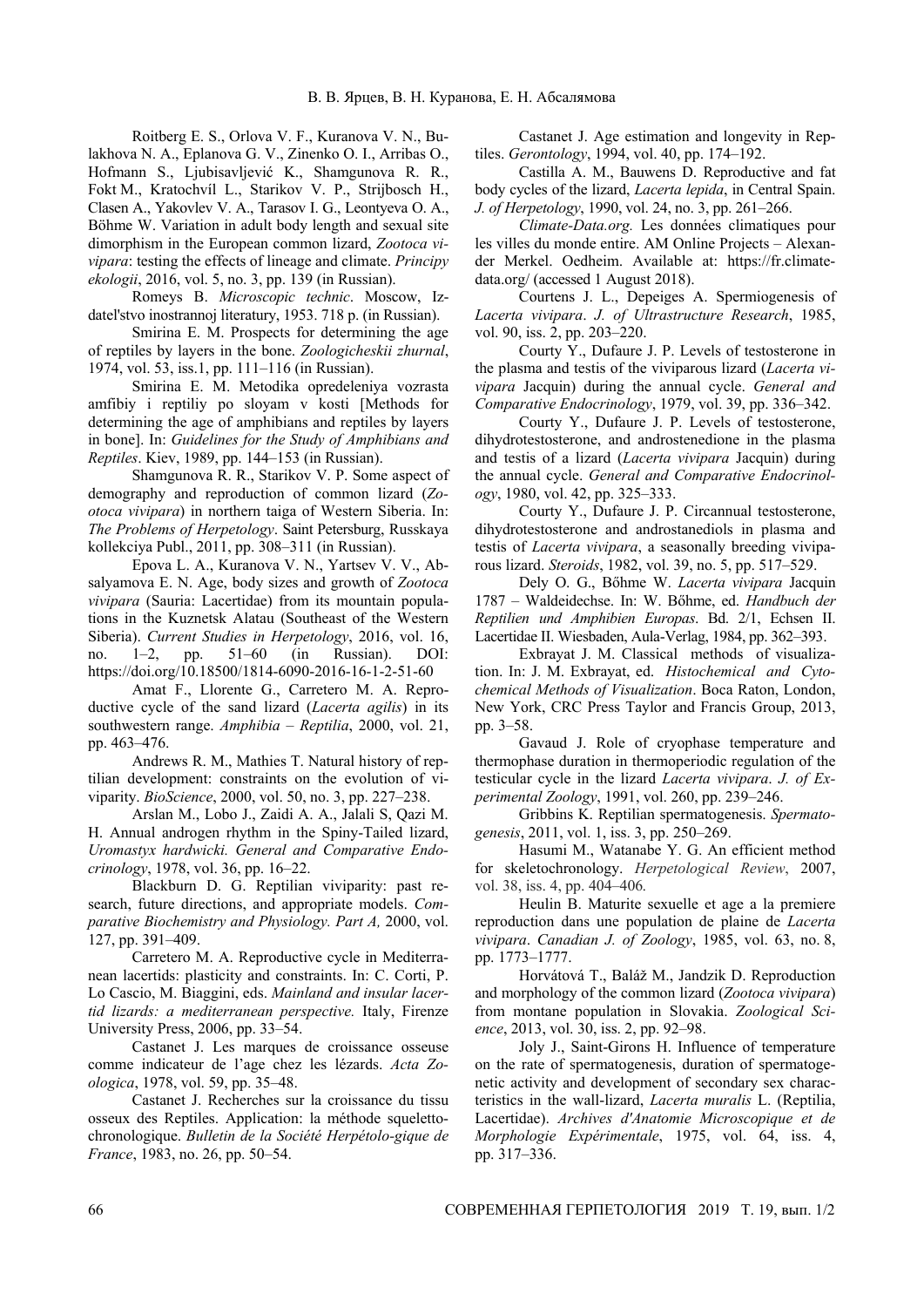Roitberg E. S., Orlova V. F., Kuranova V. N., Bulakhova N. A., Eplanova G. V., Zinenko O. I., Arribas O., Hofmann S., Ljubisavljević K., Shamgunova R. R., Fokt M., Kratochvíl L., Starikov V. P., Strijbosch H., Clasen A., Yakovlev V. A., Tarasov I. G., Leontyeva O. A., Böhme W. Variation in adult body length and sexual site dimorphism in the European common lizard, *Zootoca vivipara*: testing the effects of lineage and climate. *Principy ekologii*, 2016, vol. 5, no. 3, pp. 139 (in Russian).

Romeys B. *Microscopic technic*. Moscow, Izdatel'stvo inostrannoj literatury, 1953. 718 p. (in Russian).

Smirina E. M. Prospects for determining the age of reptiles by layers in the bone. *Zoologicheskii zhurnal*, 1974, vol. 53, iss.1, pp. 111–116 (in Russian).

Smirina E. M. Metodika opredeleniya vozrasta amfibiy i reptiliy po sloyam v kosti [Methods for determining the age of amphibians and reptiles by layers in bone]. In: *Guidelines for the Study of Amphibians and Reptiles*. Kiev, 1989, pp. 144–153 (in Russian).

Shamgunova R. R., Starikov V. P. Some aspect of demography and reproduction of common lizard (*Zootoca vivipara*) in northern taiga of Western Siberia. In: *The Problems of Herpetology*. Saint Petersburg, Russkaya kollekciya Publ., 2011, pp. 308–311 (in Russian).

Epova L. A., Kuranova V. N., Yartsev V. V., Absalyamova E. N. Age, body sizes and growth of *Zootoca vivipara* (Sauria: Lacertidae) from its mountain populations in the Kuznetsk Alatau (Southeast of the Western Siberia). *Current Studies in Herpetology*, 2016, vol. 16, no. 1–2, pp. 51–60 (in Russian). DOI: https://doi.org/10.18500/1814-6090-2016-16-1-2-51-60

Amat F., Llorente G., Carretero M. A. Reproductive cycle of the sand lizard (*Lacerta agilis*) in its southwestern range. *Amphibia – Reptilia*, 2000, vol. 21, pp. 463–476.

Andrews R. M., Mathies T. Natural history of reptilian development: constraints on the evolution of viviparity. *BioScience*, 2000, vol. 50, no. 3, pp. 227–238.

Arslan M., Lobo J., Zaidi A. A., Jalali S, Qazi M. H. Annual androgen rhythm in the Spiny-Tailed lizard, *Uromastyx hardwicki. General and Comparative Endocrinology*, 1978, vol. 36, pp. 16–22.

Blackburn D. G. Reptilian viviparity: past research, future directions, and appropriate models. *Comparative Biochemistry and Physiology. Part A,* 2000, vol. 127, pp. 391–409.

Carretero M. A. Reproductive cycle in Mediterranean lacertids: plasticity and constraints. In: C. Corti, P. Lo Cascio, M. Biaggini, eds. *Mainland and insular lacertid lizards: a mediterranean perspective.* Italy, Firenze University Press, 2006, pp. 33–54.

Castanet J. Les marques de croissance osseuse comme indicateur de l'age chez les lézards. *Acta Zoologica*, 1978, vol. 59, pp. 35–48.

Castanet J. Recherches sur la croissance du tissu bone osseux des Reptiles. Application: la méthode squelettochronologique. *Bulletin de la Société Herpétolo-gique de France*, 1983, no. 26, pp. 50–54.

Castanet J. Age estimation and longevity in Reptiles. *Gerontology*, 1994, vol. 40, pp. 174–192.

Castilla A. M., Bauwens D. Reproductive and fat body cycles of the lizard, *Lacerta lepida*, in Central Spain. *J. of Herpetology*, 1990, vol. 24, no. 3, pp. 261–266.

*Climate-Data.org.* Les données climatiques pour les villes du monde entire. AM Online Projects – Alexander Merkel. Oedheim. Available at: https://fr.climate-data.org/ (accessed 1 August 2018).

Courtens J. L., Depeiges A. Spermiogenesis of *Lacerta vivipara*. *J. of Ultrastructure Research*, 1985, vol. 90, iss. 2, pp. 203–220.

Courty Y., Dufaure J. P. Levels of testosterone in the plasma and testis of the viviparous lizard (*Lacerta vivipara* Jacquin) during the annual cycle. *General and Comparative Endocrinology*, 1979, vol. 39, pp. 336–342.

Courty Y., Dufaure J. P. Levels of testosterone, dihydrotestosterone, and androstenedione in the plasma and testis of a lizard (*Lacerta vivipara* Jacquin) during the annual cycle. *General and Comparative Endocrinology*, 1980, vol. 42, pp. 325–333.

Courty Y., Dufaure J. P. Circannual testosterone, dihydrotestosterone and androstanediols in plasma and testis of *Lacerta vivipara*, a seasonally breeding viviparous lizard. *Steroids*, 1982, vol. 39, no. 5, pp. 517–529.

Dely O. G., Bőhme W. *Lacerta vivipara* Jacquin 1787 – Waldeidechse. In: W. Bőhme, ed. *Handbuch der Reptilien und Amphibien Europas*. Bd. 2/1, Echsen II. Lacertidae II. Wiesbaden, Aula-Verlag, 1984, pp. 362–393.

Exbrayat J. M. Classical methods of visualization. In: J. M. Exbrayat, ed. *Histochemical and Cytochemical Methods of Visualization*. Boca Raton, London, New York, CRC Press Taylor and Francis Group, 2013, pp. 3–58.

Gavaud J. Role of cryophase temperature and thermophase duration in thermoperiodic regulation of the testicular cycle in the lizard *Lacerta vivipara*. *J. of Experimental Zoology*, 1991, vol. 260, pp. 239–246.

Gribbins K. Reptilian spermatogenesis. *Spermatogenesis*, 2011, vol. 1, iss. 3, pp. 250–269.

Hasumi M., Watanabe Y. G. An efficient method for skeletochronology. *Herpetological Review*, 2007, vol. 38, iss. 4, pp. 404–406.

Heulin B. Maturite sexuelle et age a la premiere reproduction dans une population de plaine de *Lacerta vivipara*. *Canadian J. of Zoology*, 1985, vol. 63, no. 8, pp. 1773–1777.

Horvátová T., Baláž M., Jandzik D. Reproduction and morphology of the common lizard (*Zootoca vivipara*) from montane population in Slovakia. *Zoological Science*, 2013, vol. 30, iss. 2, pp. 92–98.

Joly J., Saint-Girons H. Influence of temperature on the rate of spermatogenesis, duration of spermatogenetic activity and development of secondary sex characteristics in the wall-lizard, *Lacerta muralis* L. (Reptilia, Lacertidae). *Archives d'Anatomie Microscopique et de Morphologie Expérimentale*, 1975, vol. 64, iss. 4, pp. 317–336.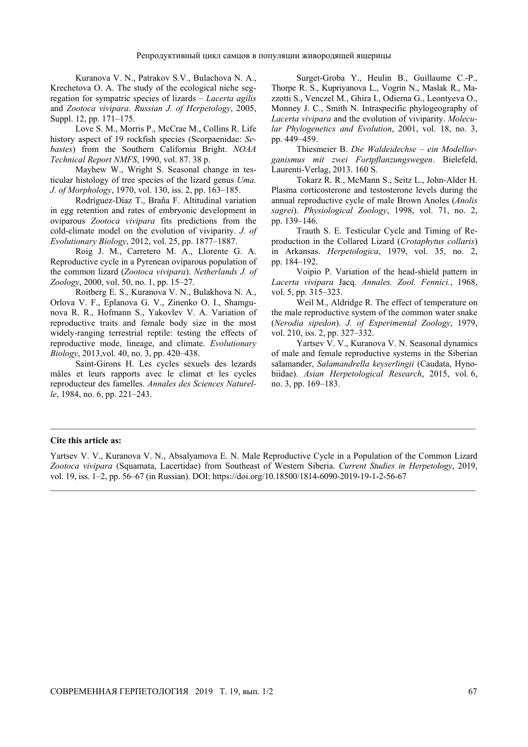Kuranova V. N., Patrakov S.V., Bulachova N. A., Krechetova O. A. The study of the ecological niche segregation for sympatric species of lizards – *Lacerta agilis* and *Zootoca vivipara*. *Russian J. of Herpetology*, 2005, Suppl. 12, pp. 171–175.

Love S. M., Morris P., McCrae M., Collins R. Life history aspect of 19 rockfish species (Scorpaenidae: *Sebastes*) from the Southern California Bright. *NOAA Technical Report NMFS*, 1990, vol. 87. 38 p.

Mayhew W., Wright S. Seasonal change in testicular histology of tree species of the lizard genus *Uma. J. of Morphology*, 1970, vol. 130, iss. 2, pp. 163–185.

Rodríguez-Díaz T., Braña F. Altitudinal variation in egg retention and rates of embryonic development in oviparous *Zootoca vivipara* fits predictions from the cold-climate model on the evolution of viviparity. *J. of Evolutionary Biology*, 2012, vol. 25, pp. 1877–1887.

Roig J. M., Carretero M. A., Llorente G. A. Reproductive cycle in a Pyrenean oviparous population of the common lizard (*Zootoca vivipara*). *Netherlands J. of Zoology*, 2000, vol. 50, no. 1, pp. 15–27.

Roitberg E. S., Kuranova V. N., Bulakhova N. A., Orlova V. F., Eplanova G. V., Zinenko O. I., Shamgunova R. R., Hofmann S., Yakovlev V. A. Variation of reproductive traits and female body size in the most widely-ranging terrestrial reptile: testing the effects of reproductive mode, lineage, and climate. *Evolutionary Biology*, 2013,vol. 40, no. 3, pp. 420–438.

Saint-Girons H. Les cycles sexuels des lezards mâles et leurs rapports avec le climat et les cycles reproducteur des famelles. *Annales des Sciences Naturelle*, 1984, no. 6, pp. 221–243.

Surget-Groba Y., Heulin B., Guillaume C.-P., Thorpe R. S., Kupriyanova L., Vogrin N., Maslak R., Mazzotti S., Venczel M., Ghira I., Odierna G., Leontyeva O., Monney J. C., Smith N. Intraspecific phylogeography of *Lacerta vivipara* and the evolution of viviparity. *Molecular Phylogenetics and Evolution*, 2001, vol. 18, no. 3, pp. 449–459.

Thiesmeier B. *Die Waldeidechse – ein Modellorganismus mit zwei Fortpflanzungswegen*. Bielefeld, Laurenti-Verlag, 2013. 160 S.

Tokarz R. R., McMann S., Seitz L., John-Alder H. Plasma corticosterone and testosterone levels during the annual reproductive cycle of male Brown Anoles (*Anolis sagrei*). *Physiological Zoology*, 1998, vol. 71, no. 2, pp. 139–146.

Trauth S. E. Testicular Cycle and Timing of Reproduction in the Collared Lizard (*Crotaphytus collaris*) in Arkansas. *Herpetologica*, 1979, vol. 35, no. 2, pp. 184–192.

Voipio P. Variation of the head-shield pattern in *Lacerta vivipara* Jacq. *Annales. Zool. Fennici.*, 1968, vol. 5, pp. 315–323.

Weil M., Aldridge R. The effect of temperature on the male reproductive system of the common water snake (*Nerodia sipedon*). *J. of Experimental Zoology*, 1979, vol. 210, iss. 2, pp. 327–332.

Yartsev V. V., Kuranova V. N. Seasonal dynamics of male and female reproductive systems in the Siberian salamander, *Salamandrella keyserlingii* (Caudata, Hynobiidae). *Asian Herpetological Research*, 2015, vol. 6, no. 3, pp. 169–183.

---

**Cite this article as:**

Yartsev V. V., Kuranova V. N., Absalyamova E. N. Male Reproductive Cycle in a Population of the Common Lizard *Zootoca vivipara* (Squamata, Lacertidae) from Southeast of Western Siberia. *Current Studies in Herpetology*, 2019, vol. 19, iss. 1–2, pp. 56–67 (in Russian). DOI: https://doi.org/10.18500/1814-6090-2019-19-1-2-56-67